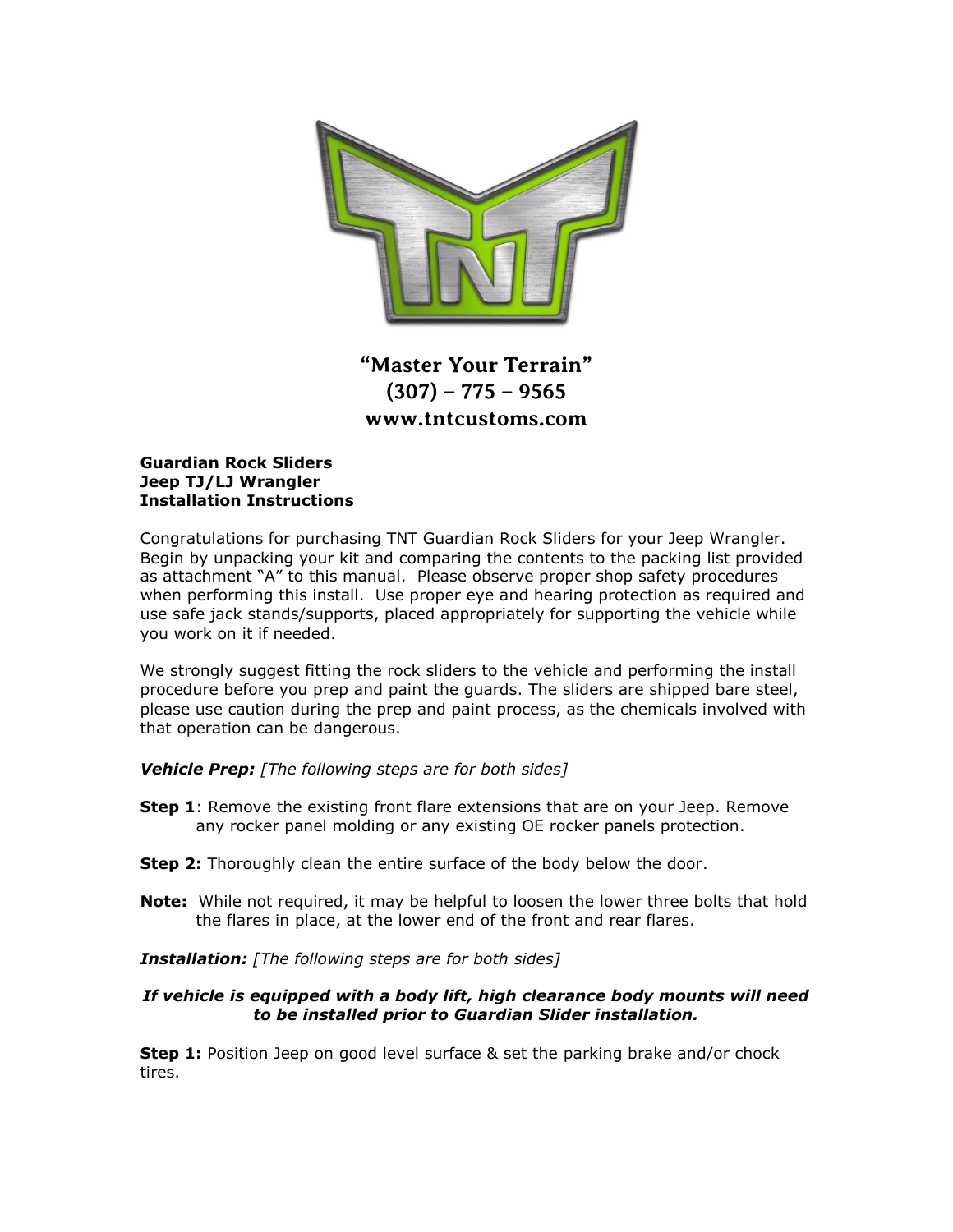**"Master Your Terrain"**
**(307) – 775 – 9565**
**www.tntcustoms.com**

**Guardian Rock Sliders**
**Jeep TJ/LJ Wrangler**
**Installation Instructions**

Congratulations for purchasing TNT Guardian Rock Sliders for your Jeep Wrangler. Begin by unpacking your kit and comparing the contents to the packing list provided as attachment "A" to this manual. Please observe proper shop safety procedures when performing this install. Use proper eye and hearing protection as required and use safe jack stands/supports, placed appropriately for supporting the vehicle while you work on it if needed.

We strongly suggest fitting the rock sliders to the vehicle and performing the install procedure before you prep and paint the guards. The sliders are shipped bare steel, please use caution during the prep and paint process, as the chemicals involved with that operation can be dangerous.

***Vehicle Prep:*** *[The following steps are for both sides]*

**Step 1**: Remove the existing front flare extensions that are on your Jeep. Remove any rocker panel molding or any existing OE rocker panels protection.

**Step 2:** Thoroughly clean the entire surface of the body below the door.

**Note:** While not required, it may be helpful to loosen the lower three bolts that hold the flares in place, at the lower end of the front and rear flares.

***Installation:*** *[The following steps are for both sides]*

***If vehicle is equipped with a body lift, high clearance body mounts will need to be installed prior to Guardian Slider installation.***

**Step 1:** Position Jeep on good level surface & set the parking brake and/or chock tires.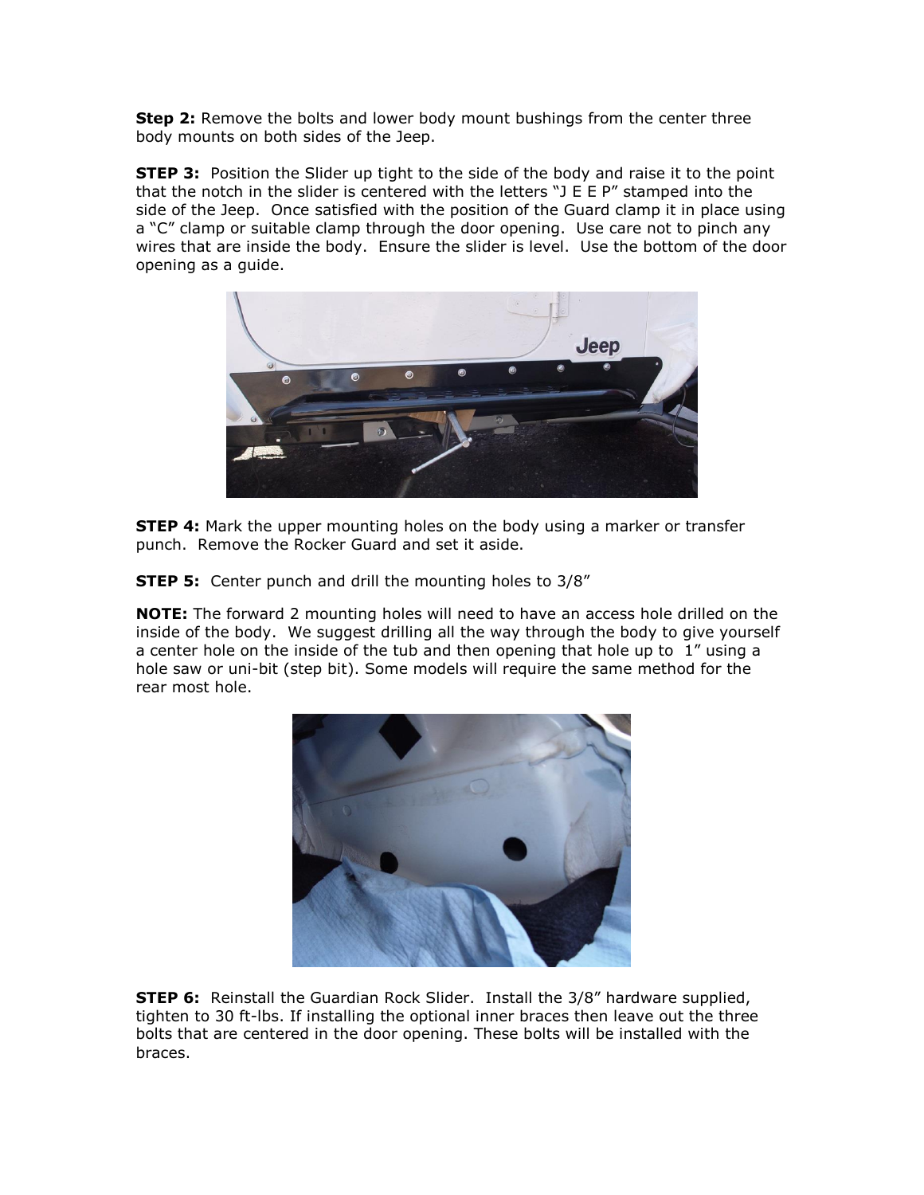**Step 2:** Remove the bolts and lower body mount bushings from the center three body mounts on both sides of the Jeep.

**STEP 3:** Position the Slider up tight to the side of the body and raise it to the point that the notch in the slider is centered with the letters "J E E P" stamped into the side of the Jeep. Once satisfied with the position of the Guard clamp it in place using a "C" clamp or suitable clamp through the door opening. Use care not to pinch any wires that are inside the body. Ensure the slider is level. Use the bottom of the door opening as a guide.

**STEP 4:** Mark the upper mounting holes on the body using a marker or transfer punch. Remove the Rocker Guard and set it aside.

**STEP 5:** Center punch and drill the mounting holes to 3/8"

**NOTE:** The forward 2 mounting holes will need to have an access hole drilled on the inside of the body. We suggest drilling all the way through the body to give yourself a center hole on the inside of the tub and then opening that hole up to 1" using a hole saw or uni-bit (step bit). Some models will require the same method for the rear most hole.

**STEP 6:** Reinstall the Guardian Rock Slider. Install the 3/8" hardware supplied, tighten to 30 ft-lbs. If installing the optional inner braces then leave out the three bolts that are centered in the door opening. These bolts will be installed with the braces.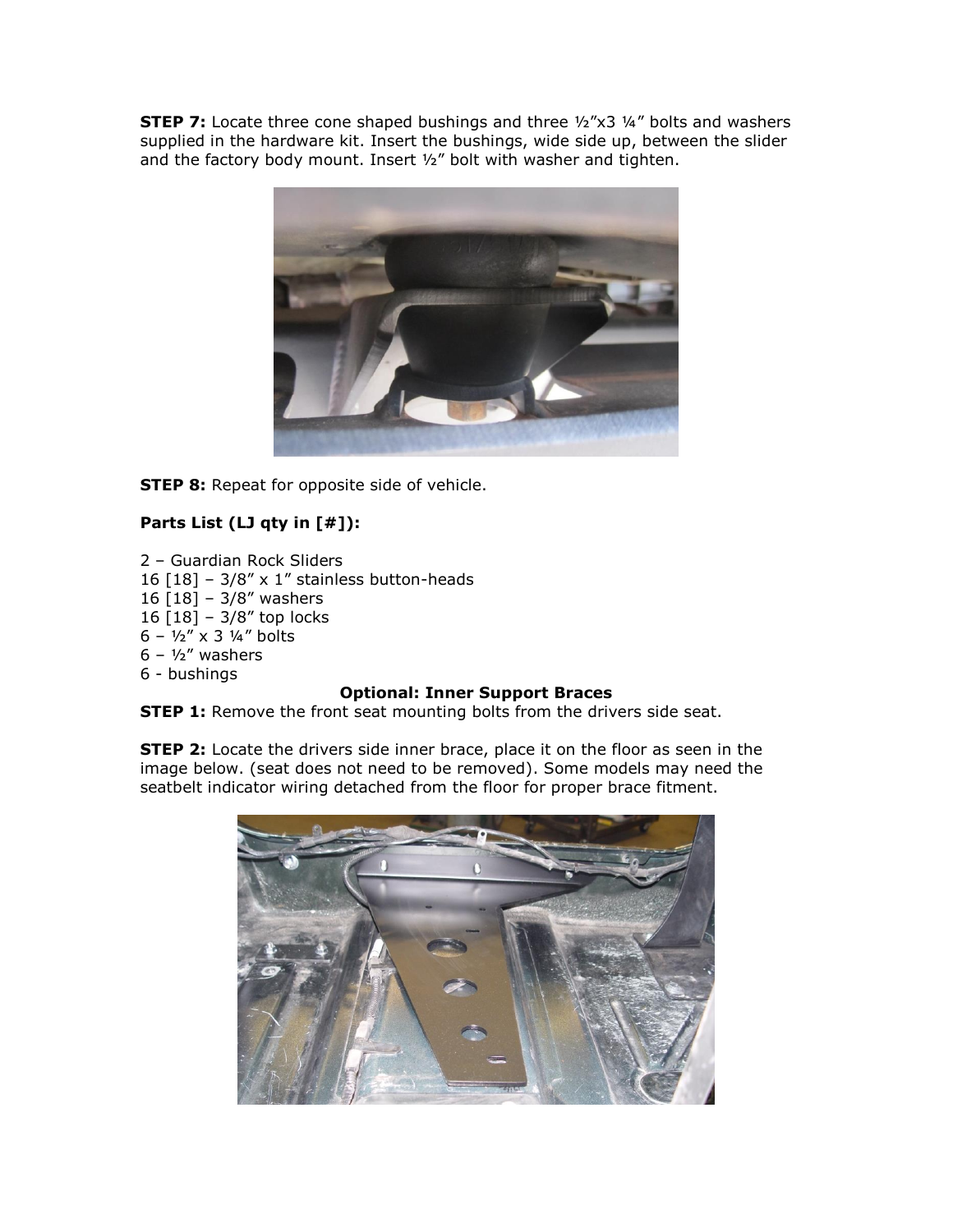**STEP 7:** Locate three cone shaped bushings and three ½"x3 ¼" bolts and washers supplied in the hardware kit. Insert the bushings, wide side up, between the slider and the factory body mount. Insert ½" bolt with washer and tighten.

**STEP 8:** Repeat for opposite side of vehicle.

**Parts List (LJ qty in [#]):**

2 – Guardian Rock Sliders
16 [18] – 3/8" x 1" stainless button-heads
16 [18] – 3/8" washers
16 [18] – 3/8" top locks
6 – ½" x 3 ¼" bolts
6 – ½" washers
6 - bushings

**Optional: Inner Support Braces**

**STEP 1:** Remove the front seat mounting bolts from the drivers side seat.

**STEP 2:** Locate the drivers side inner brace, place it on the floor as seen in the image below. (seat does not need to be removed). Some models may need the seatbelt indicator wiring detached from the floor for proper brace fitment.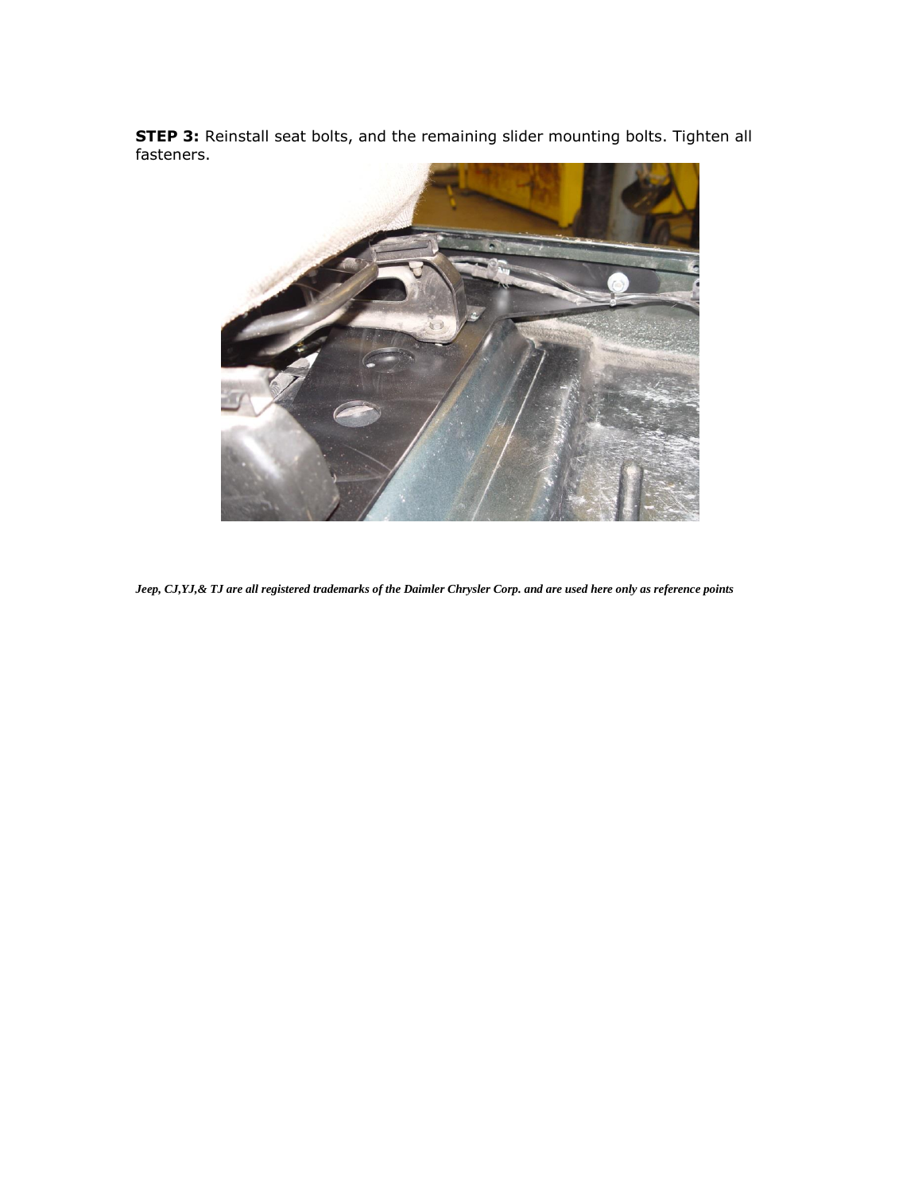**STEP 3:** Reinstall seat bolts, and the remaining slider mounting bolts. Tighten all fasteners.

***Jeep, CJ,YJ,& TJ are all registered trademarks of the Daimler Chrysler Corp. and are used here only as reference points***